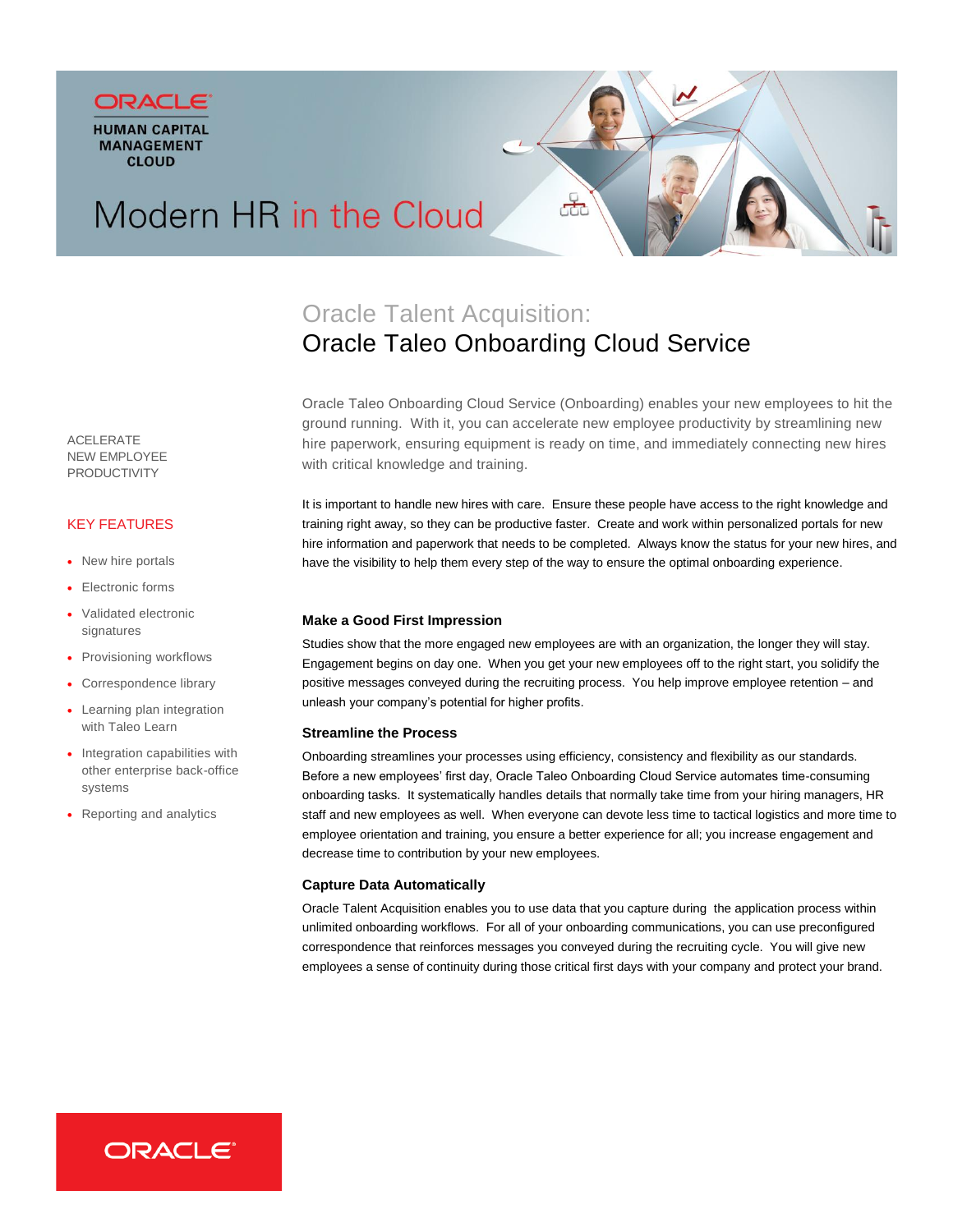ORACLE

HUMAN CAPITAL MANAGEMENT CLOUD

Modern HR in the Cloud

# Oracle Talent Acquisition: Oracle Taleo Onboarding Cloud Service

ACELERATE NEW EMPLOYEE PRODUCTIVITY

Oracle Taleo Onboarding Cloud Service (Onboarding) enables your new employees to hit the ground running. With it, you can accelerate new employee productivity by streamlining new hire paperwork, ensuring equipment is ready on time, and immediately connecting new hires with critical knowledge and training.

It is important to handle new hires with care. Ensure these people have access to the right knowledge and training right away, so they can be productive faster. Create and work within personalized portals for new hire information and paperwork that needs to be completed. Always know the status for your new hires, and have the visibility to help them every step of the way to ensure the optimal onboarding experience.

## KEY FEATURES

- New hire portals
- Electronic forms
- Validated electronic signatures
- Provisioning workflows
- Correspondence library
- Learning plan integration with Taleo Learn
- Integration capabilities with other enterprise back-office systems
- Reporting and analytics

### Make a Good First Impression

Studies show that the more engaged new employees are with an organization, the longer they will stay. Engagement begins on day one. When you get your new employees off to the right start, you solidify the positive messages conveyed during the recruiting process. You help improve employee retention – and unleash your company's potential for higher profits.

### Streamline the Process

Onboarding streamlines your processes using efficiency, consistency and flexibility as our standards. Before a new employees' first day, Oracle Taleo Onboarding Cloud Service automates time-consuming onboarding tasks. It systematically handles details that normally take time from your hiring managers, HR staff and new employees as well. When everyone can devote less time to tactical logistics and more time to employee orientation and training, you ensure a better experience for all; you increase engagement and decrease time to contribution by your new employees.

### Capture Data Automatically

Oracle Talent Acquisition enables you to use data that you capture during the application process within unlimited onboarding workflows. For all of your onboarding communications, you can use preconfigured correspondence that reinforces messages you conveyed during the recruiting cycle. You will give new employees a sense of continuity during those critical first days with your company and protect your brand.

ORACLE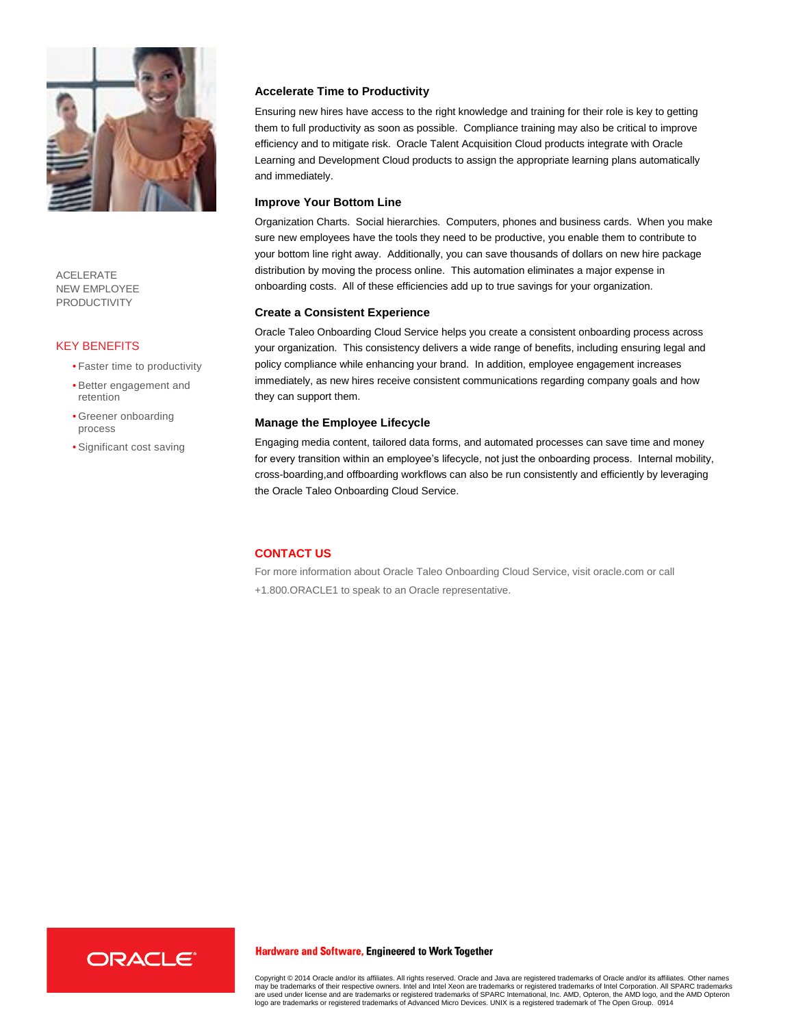ACELERATE NEW EMPLOYEE PRODUCTIVITY

## KEY BENEFITS

- Faster time to productivity
- Better engagement and retention
- Greener onboarding process
- Significant cost saving

### Accelerate Time to Productivity

Ensuring new hires have access to the right knowledge and training for their role is key to getting them to full productivity as soon as possible. Compliance training may also be critical to improve efficiency and to mitigate risk. Oracle Talent Acquisition Cloud products integrate with Oracle Learning and Development Cloud products to assign the appropriate learning plans automatically and immediately.

### Improve Your Bottom Line

Organization Charts. Social hierarchies. Computers, phones and business cards. When you make sure new employees have the tools they need to be productive, you enable them to contribute to your bottom line right away. Additionally, you can save thousands of dollars on new hire package distribution by moving the process online. This automation eliminates a major expense in onboarding costs. All of these efficiencies add up to true savings for your organization.

### Create a Consistent Experience

Oracle Taleo Onboarding Cloud Service helps you create a consistent onboarding process across your organization. This consistency delivers a wide range of benefits, including ensuring legal and policy compliance while enhancing your brand. In addition, employee engagement increases immediately, as new hires receive consistent communications regarding company goals and how they can support them.

### Manage the Employee Lifecycle

Engaging media content, tailored data forms, and automated processes can save time and money for every transition within an employee's lifecycle, not just the onboarding process. Internal mobility, cross-boarding,and offboarding workflows can also be run consistently and efficiently by leveraging the Oracle Taleo Onboarding Cloud Service.

## CONTACT US

For more information about Oracle Taleo Onboarding Cloud Service, visit oracle.com or call +1.800.ORACLE1 to speak to an Oracle representative.

ORACLE

**Hardware and Software, Engineered to Work Together**

Copyright © 2014 Oracle and/or its affiliates. All rights reserved. Oracle and Java are registered trademarks of Oracle and/or its affiliates. Other names may be trademarks of their respective owners. Intel and Intel Xeon are trademarks or registered trademarks of Intel Corporation. All SPARC trademarks are used under license and are trademarks or registered trademarks of SPARC International, Inc. AMD, Opteron, the AMD logo, and the AMD Opteron logo are trademarks or registered trademarks of Advanced Micro Devices. UNIX is a registered trademark of The Open Group. 0914